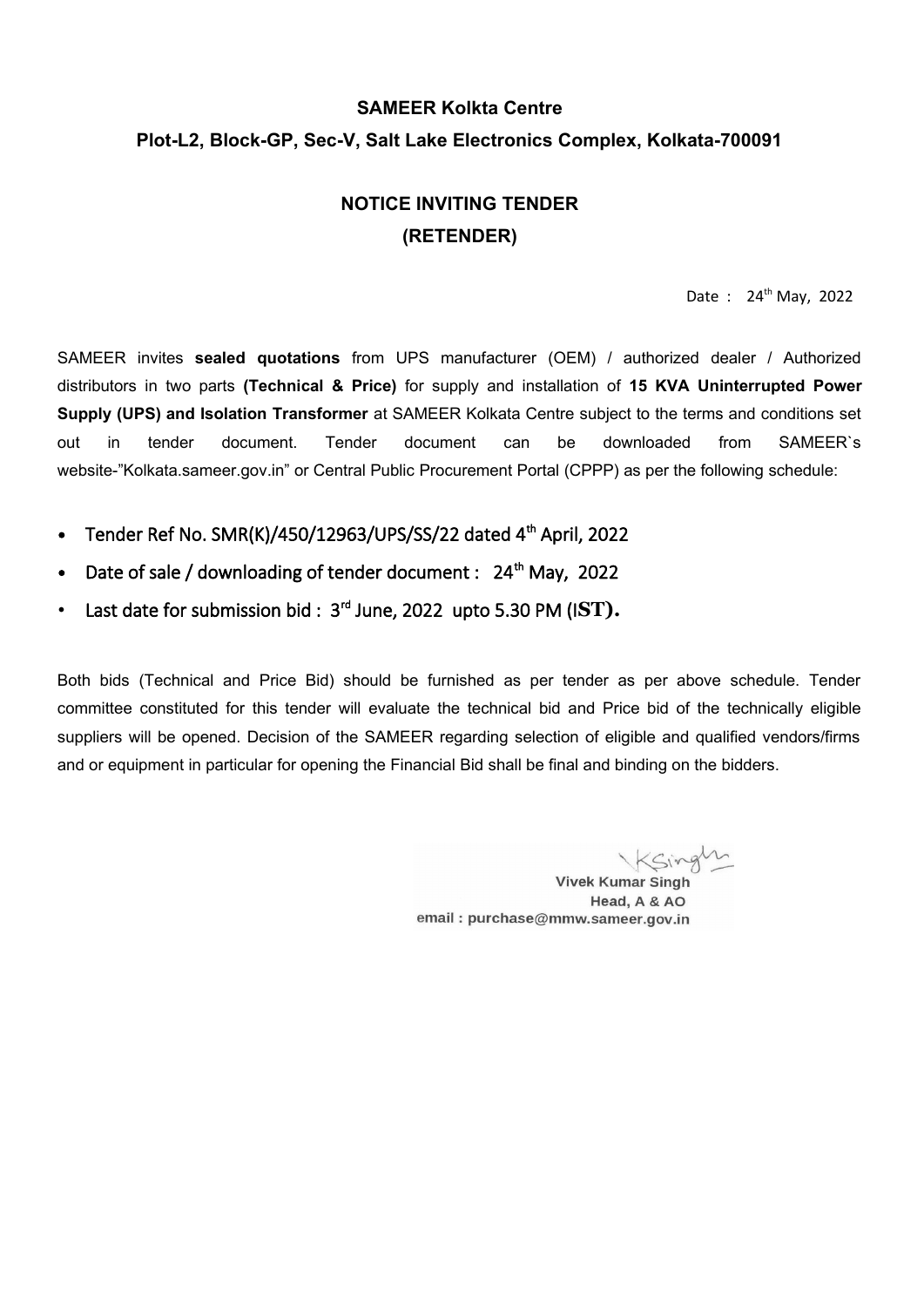**SAMEER Kolkta Centre**

**Plot-L2, Block-GP, Sec-V, Salt Lake Electronics Complex, Kolkata-700091**

## NOTICE INVITING TENDER
## (RETENDER)

Date : 24th May, 2022

SAMEER invites **sealed quotations** from UPS manufacturer (OEM) / authorized dealer / Authorized distributors in two parts **(Technical & Price)** for supply and installation of **15 KVA Uninterrupted Power Supply (UPS) and Isolation Transformer** at SAMEER Kolkata Centre subject to the terms and conditions set out in tender document. Tender document can be downloaded from SAMEER`s website-"Kolkata.sameer.gov.in" or Central Public Procurement Portal (CPPP) as per the following schedule:

- Tender Ref No. SMR(K)/450/12963/UPS/SS/22 dated 4th April, 2022
- Date of sale / downloading of tender document : 24th May, 2022
- Last date for submission bid : 3rd June, 2022 upto 5.30 PM (IST).

Both bids (Technical and Price Bid) should be furnished as per tender as per above schedule. Tender committee constituted for this tender will evaluate the technical bid and Price bid of the technically eligible suppliers will be opened. Decision of the SAMEER regarding selection of eligible and qualified vendors/firms and or equipment in particular for opening the Financial Bid shall be final and binding on the bidders.

KSingh

**Vivek Kumar Singh**
**Head, A & AO**
email : purchase@mmw.sameer.gov.in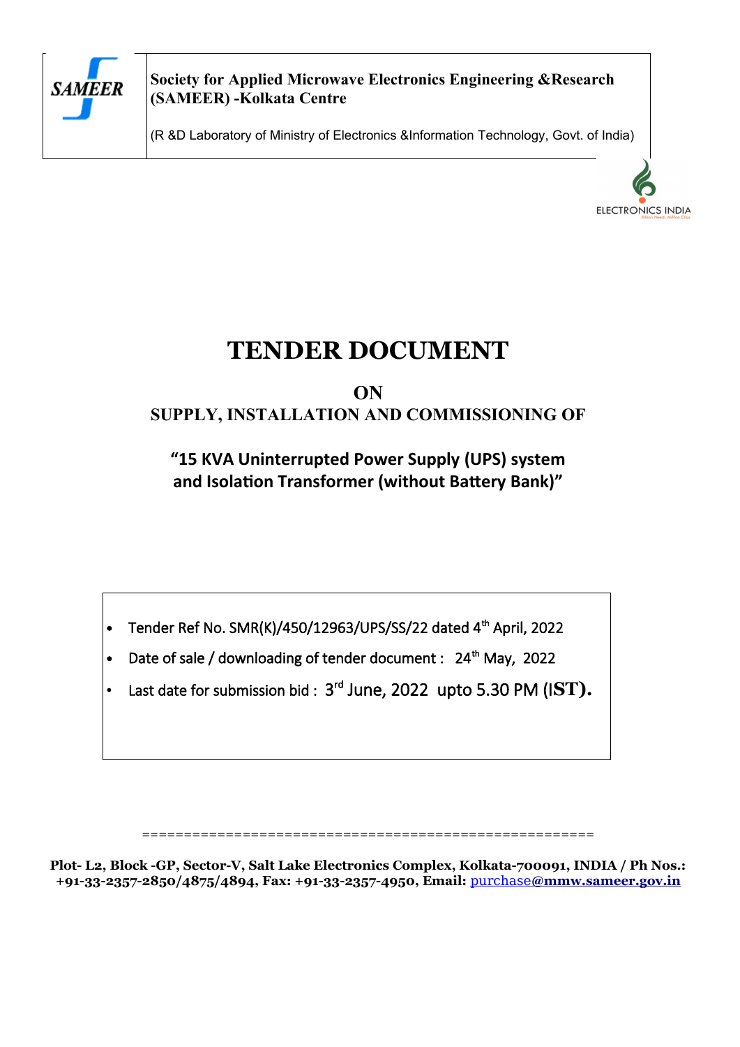**Society for Applied Microwave Electronics Engineering &Research (SAMEER) -Kolkata Centre**

(R &D Laboratory of Ministry of Electronics &Information Technology, Govt. of India)

# TENDER DOCUMENT

## ON
## SUPPLY, INSTALLATION AND COMMISSIONING OF

### "15 KVA Uninterrupted Power Supply (UPS) system and Isolation Transformer (without Battery Bank)"

- Tender Ref No. SMR(K)/450/12963/UPS/SS/22 dated 4th April, 2022
- Date of sale / downloading of tender document : 24th May, 2022
- Last date for submission bid : 3rd June, 2022 upto 5.30 PM (IST).

=====================================================

**Plot- L2, Block -GP, Sector-V, Salt Lake Electronics Complex, Kolkata-700091, INDIA / Ph Nos.: +91-33-2357-2850/4875/4894, Fax: +91-33-2357-4950, Email: purchase@mmw.sameer.gov.in**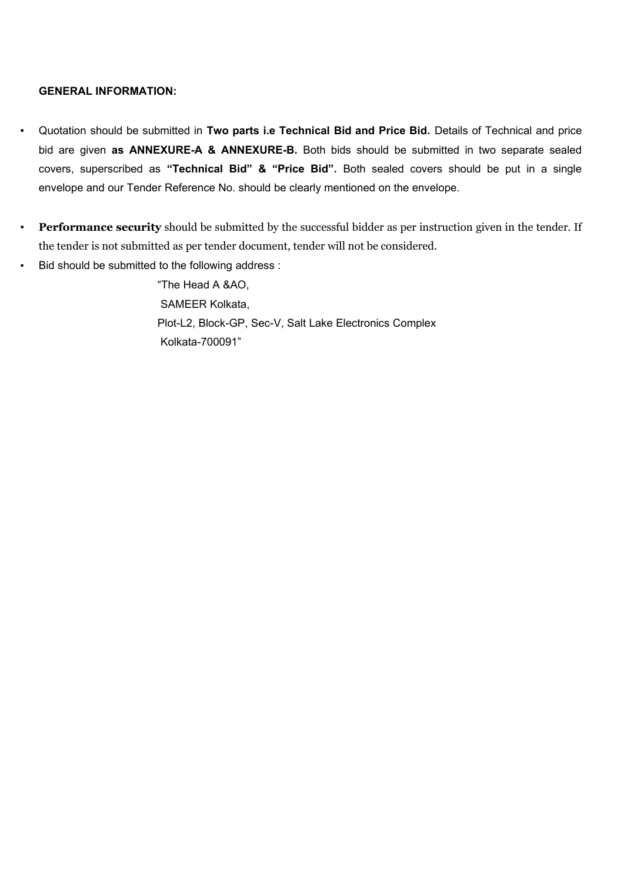**GENERAL INFORMATION:**

- Quotation should be submitted in **Two parts i.e Technical Bid and Price Bid.** Details of Technical and price bid are given **as ANNEXURE-A & ANNEXURE-B.** Both bids should be submitted in two separate sealed covers, superscribed as **"Technical Bid" & "Price Bid".** Both sealed covers should be put in a single envelope and our Tender Reference No. should be clearly mentioned on the envelope.

- **Performance security** should be submitted by the successful bidder as per instruction given in the tender. If the tender is not submitted as per tender document, tender will not be considered.
- Bid should be submitted to the following address :

  "The Head A &AO,
  SAMEER Kolkata,
  Plot-L2, Block-GP, Sec-V, Salt Lake Electronics Complex
  Kolkata-700091"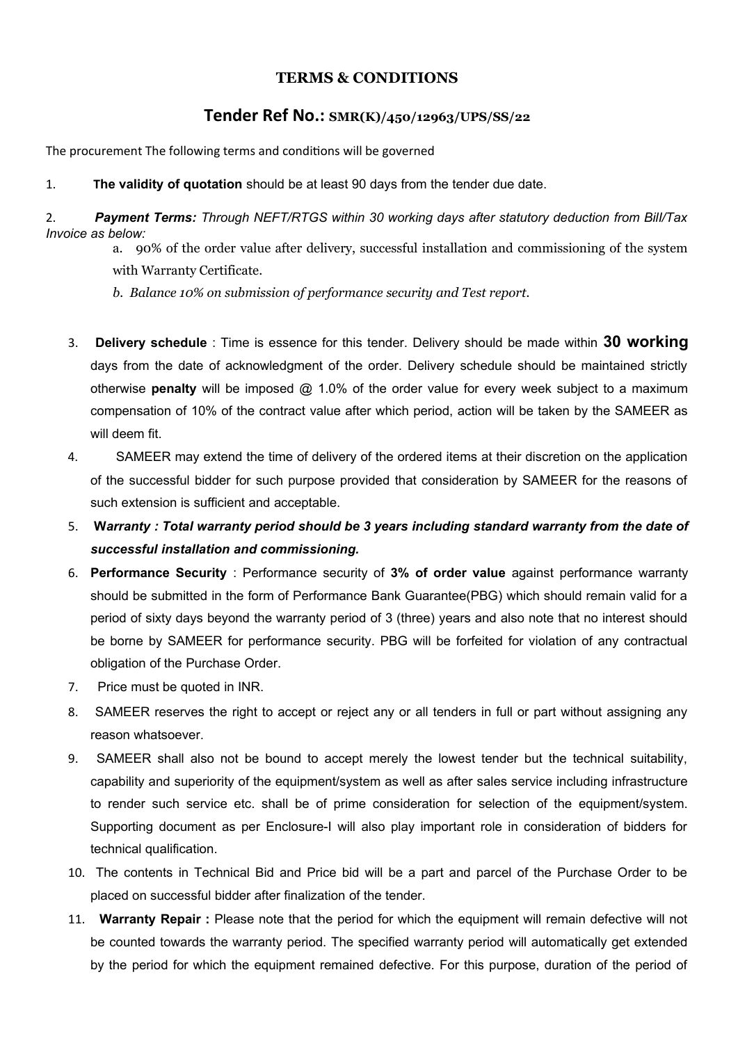## TERMS & CONDITIONS

## Tender Ref No.: SMR(K)/450/12963/UPS/SS/22

The procurement The following terms and conditions will be governed

1. **The validity of quotation** should be at least 90 days from the tender due date.

2. ***Payment Terms:*** *Through NEFT/RTGS within 30 working days after statutory deduction from Bill/Tax Invoice as below:*
   a. 90% of the order value after delivery, successful installation and commissioning of the system with Warranty Certificate.
   *b. Balance 10% on submission of performance security and Test report.*

3. **Delivery schedule** : Time is essence for this tender. Delivery should be made within **30 working** days from the date of acknowledgment of the order. Delivery schedule should be maintained strictly otherwise **penalty** will be imposed @ 1.0% of the order value for every week subject to a maximum compensation of 10% of the contract value after which period, action will be taken by the SAMEER as will deem fit.
4. SAMEER may extend the time of delivery of the ordered items at their discretion on the application of the successful bidder for such purpose provided that consideration by SAMEER for the reasons of such extension is sufficient and acceptable.
5. ***Warranty : Total warranty period should be 3 years including standard warranty from the date of successful installation and commissioning.***
6. **Performance Security** : Performance security of **3% of order value** against performance warranty should be submitted in the form of Performance Bank Guarantee(PBG) which should remain valid for a period of sixty days beyond the warranty period of 3 (three) years and also note that no interest should be borne by SAMEER for performance security. PBG will be forfeited for violation of any contractual obligation of the Purchase Order.
7. Price must be quoted in INR.
8. SAMEER reserves the right to accept or reject any or all tenders in full or part without assigning any reason whatsoever.
9. SAMEER shall also not be bound to accept merely the lowest tender but the technical suitability, capability and superiority of the equipment/system as well as after sales service including infrastructure to render such service etc. shall be of prime consideration for selection of the equipment/system. Supporting document as per Enclosure-I will also play important role in consideration of bidders for technical qualification.
10. The contents in Technical Bid and Price bid will be a part and parcel of the Purchase Order to be placed on successful bidder after finalization of the tender.
11. **Warranty Repair :** Please note that the period for which the equipment will remain defective will not be counted towards the warranty period. The specified warranty period will automatically get extended by the period for which the equipment remained defective. For this purpose, duration of the period of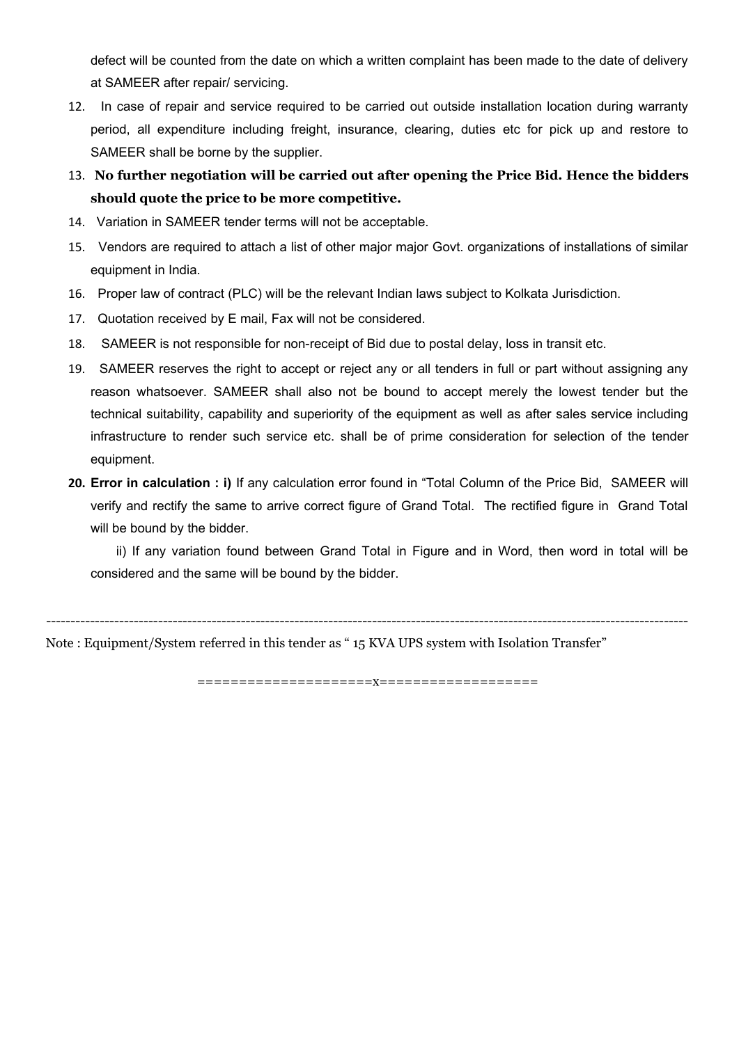defect will be counted from the date on which a written complaint has been made to the date of delivery at SAMEER after repair/ servicing.

12. In case of repair and service required to be carried out outside installation location during warranty period, all expenditure including freight, insurance, clearing, duties etc for pick up and restore to SAMEER shall be borne by the supplier.
13. **No further negotiation will be carried out after opening the Price Bid. Hence the bidders should quote the price to be more competitive.**
14. Variation in SAMEER tender terms will not be acceptable.
15. Vendors are required to attach a list of other major major Govt. organizations of installations of similar equipment in India.
16. Proper law of contract (PLC) will be the relevant Indian laws subject to Kolkata Jurisdiction.
17. Quotation received by E mail, Fax will not be considered.
18. SAMEER is not responsible for non-receipt of Bid due to postal delay, loss in transit etc.
19. SAMEER reserves the right to accept or reject any or all tenders in full or part without assigning any reason whatsoever. SAMEER shall also not be bound to accept merely the lowest tender but the technical suitability, capability and superiority of the equipment as well as after sales service including infrastructure to render such service etc. shall be of prime consideration for selection of the tender equipment.
20. **Error in calculation : i)** If any calculation error found in "Total Column of the Price Bid, SAMEER will verify and rectify the same to arrive correct figure of Grand Total. The rectified figure in Grand Total will be bound by the bidder.

    ii) If any variation found between Grand Total in Figure and in Word, then word in total will be considered and the same will be bound by the bidder.

---

Note : Equipment/System referred in this tender as " 15 KVA UPS system with Isolation Transfer"

====================x===================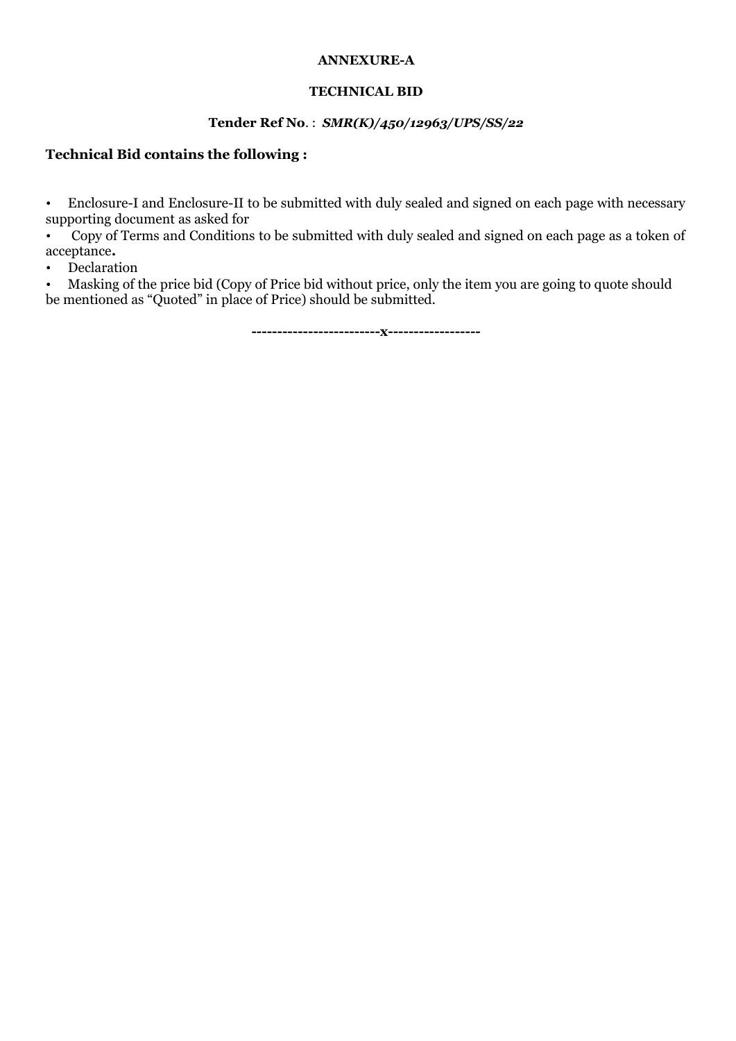**ANNEXURE-A**

**TECHNICAL BID**

**Tender Ref No**. : ***SMR(K)/450/12963/UPS/SS/22***

**Technical Bid contains the following :**

- Enclosure-I and Enclosure-II to be submitted with duly sealed and signed on each page with necessary supporting document as asked for
- Copy of Terms and Conditions to be submitted with duly sealed and signed on each page as a token of acceptance**.**
- Declaration
- Masking of the price bid (Copy of Price bid without price, only the item you are going to quote should be mentioned as "Quoted" in place of Price) should be submitted.

**------------------------x-----------------**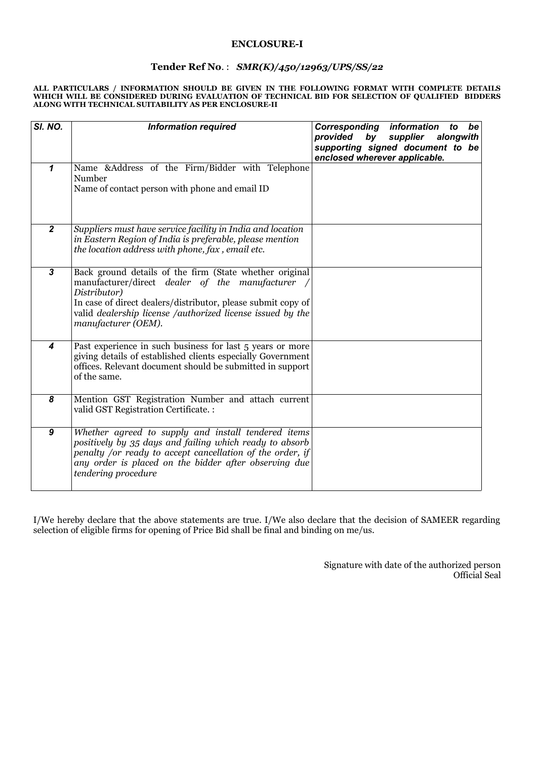**ENCLOSURE-I**

**Tender Ref No**. : ***SMR(K)/450/12963/UPS/SS/22***

**ALL PARTICULARS / INFORMATION SHOULD BE GIVEN IN THE FOLLOWING FORMAT WITH COMPLETE DETAILS WHICH WILL BE CONSIDERED DURING EVALUATION OF TECHNICAL BID FOR SELECTION OF QUALIFIED BIDDERS ALONG WITH TECHNICAL SUITABILITY AS PER ENCLOSURE-II**

| ***Sl. NO.*** | ***Information required*** | ***Corresponding information to be provided by supplier alongwith supporting signed document to be enclosed wherever applicable.*** |
|---|---|---|
| ***1*** | Name &Address of the Firm/Bidder with Telephone Number<br>Name of contact person with phone and email ID | |
| ***2*** | *Suppliers must have service facility in India and location in Eastern Region of India is preferable, please mention the location address with phone, fax , email etc.* | |
| ***3*** | Back ground details of the firm (State whether original manufacturer/direct *dealer of the manufacturer / Distributor)*<br>In case of direct dealers/distributor, please submit copy of valid *dealership license /authorized license issued by the manufacturer (OEM).* | |
| ***4*** | Past experience in such business for last 5 years or more giving details of established clients especially Government offices. Relevant document should be submitted in support of the same. | |
| ***8*** | Mention GST Registration Number and attach current valid GST Registration Certificate. : | |
| ***9*** | *Whether agreed to supply and install tendered items positively by 35 days and failing which ready to absorb penalty /or ready to accept cancellation of the order, if any order is placed on the bidder after observing due tendering procedure* | |

I/We hereby declare that the above statements are true. I/We also declare that the decision of SAMEER regarding selection of eligible firms for opening of Price Bid shall be final and binding on me/us.

Signature with date of the authorized person
Official Seal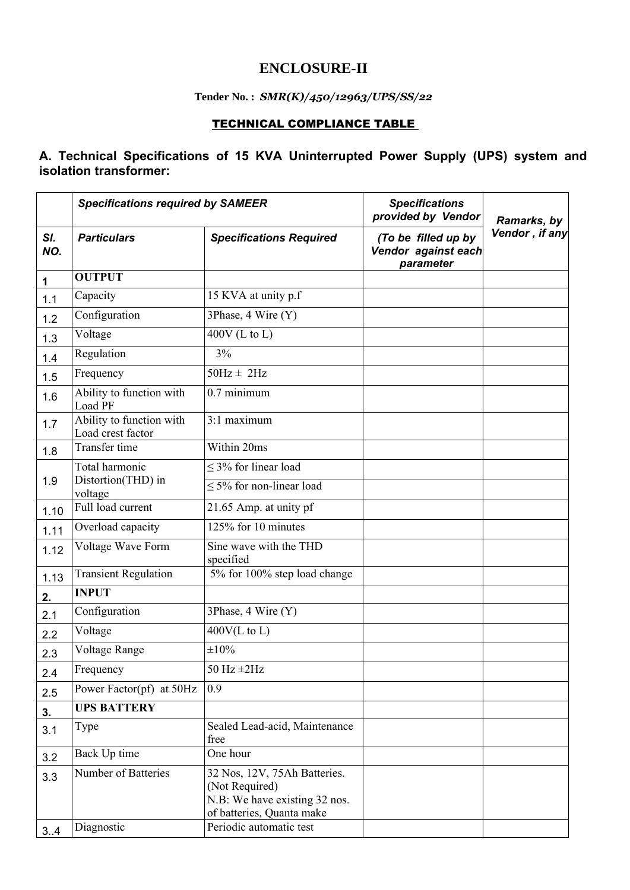# ENCLOSURE-II

**Tender No. :** ***SMR(K)/450/12963/UPS/SS/22***

**TECHNICAL COMPLIANCE TABLE**

### A. Technical Specifications of 15 KVA Uninterrupted Power Supply (UPS) system and isolation transformer:

| | ***Specifications required by SAMEER*** | | ***Specifications provided by Vendor*** | ***Ramarks, by Vendor , if any*** |
|---|---|---|---|---|
| ***Sl. NO.*** | ***Particulars*** | ***Specifications Required*** | ***(To be filled up by Vendor against each parameter*** | |
| **1** | **OUTPUT** | | | |
| 1.1 | Capacity | 15 KVA at unity p.f | | |
| 1.2 | Configuration | 3Phase, 4 Wire (Y) | | |
| 1.3 | Voltage | 400V (L to L) | | |
| 1.4 | Regulation | 3% | | |
| 1.5 | Frequency | 50Hz ± 2Hz | | |
| 1.6 | Ability to function with Load PF | 0.7 minimum | | |
| 1.7 | Ability to function with Load crest factor | 3:1 maximum | | |
| 1.8 | Transfer time | Within 20ms | | |
| 1.9 | Total harmonic Distortion(THD) in voltage | ≤ 3% for linear load | | |
| | | ≤ 5% for non-linear load | | |
| 1.10 | Full load current | 21.65 Amp. at unity pf | | |
| 1.11 | Overload capacity | 125% for 10 minutes | | |
| 1.12 | Voltage Wave Form | Sine wave with the THD specified | | |
| 1.13 | Transient Regulation | 5% for 100% step load change | | |
| **2.** | **INPUT** | | | |
| 2.1 | Configuration | 3Phase, 4 Wire (Y) | | |
| 2.2 | Voltage | 400V(L to L) | | |
| 2.3 | Voltage Range | ±10% | | |
| 2.4 | Frequency | 50 Hz ±2Hz | | |
| 2.5 | Power Factor(pf) at 50Hz | 0.9 | | |
| **3.** | **UPS BATTERY** | | | |
| 3.1 | Type | Sealed Lead-acid, Maintenance free | | |
| 3.2 | Back Up time | One hour | | |
| 3.3 | Number of Batteries | 32 Nos, 12V, 75Ah Batteries. (Not Required) N.B: We have existing 32 nos. of batteries, Quanta make | | |
| 3..4 | Diagnostic | Periodic automatic test | | |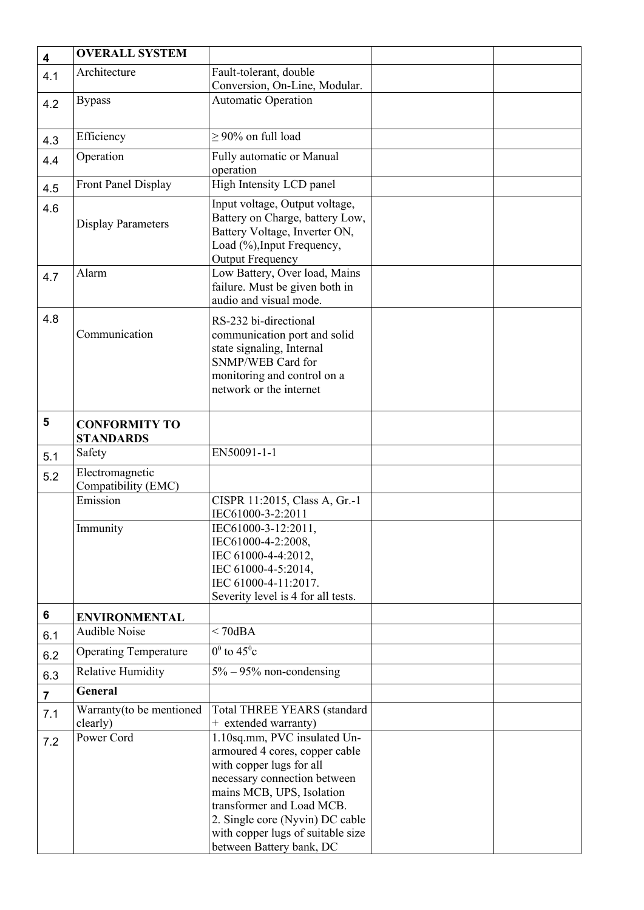| | | | | |
|---|---|---|---|---|
| 4 | **OVERALL SYSTEM** | | | |
| 4.1 | Architecture | Fault-tolerant, double Conversion, On-Line, Modular. | | |
| 4.2 | Bypass | Automatic Operation | | |
| 4.3 | Efficiency | ≥ 90% on full load | | |
| 4.4 | Operation | Fully automatic or Manual operation | | |
| 4.5 | Front Panel Display | High Intensity LCD panel | | |
| 4.6 | Display Parameters | Input voltage, Output voltage, Battery on Charge, battery Low, Battery Voltage, Inverter ON, Load (%),Input Frequency, Output Frequency | | |
| 4.7 | Alarm | Low Battery, Over load, Mains failure. Must be given both in audio and visual mode. | | |
| 4.8 | Communication | RS-232 bi-directional communication port and solid state signaling, Internal SNMP/WEB Card for monitoring and control on a network or the internet | | |
| 5 | **CONFORMITY TO STANDARDS** | | | |
| 5.1 | Safety | EN50091-1-1 | | |
| 5.2 | Electromagnetic Compatibility (EMC) | | | |
| | Emission | CISPR 11:2015, Class A, Gr.-1 IEC61000-3-2:2011 | | |
| | Immunity | IEC61000-3-12:2011, IEC61000-4-2:2008, IEC 61000-4-4:2012, IEC 61000-4-5:2014, IEC 61000-4-11:2017. Severity level is 4 for all tests. | | |
| 6 | **ENVIRONMENTAL** | | | |
| 6.1 | Audible Noise | < 70dBA | | |
| 6.2 | Operating Temperature | $0^0$ to $45^0$c | | |
| 6.3 | Relative Humidity | 5% – 95% non-condensing | | |
| 7 | **General** | | | |
| 7.1 | Warranty(to be mentioned clearly) | Total THREE YEARS (standard + extended warranty) | | |
| 7.2 | Power Cord | 1.10sq.mm, PVC insulated Un-armoured 4 cores, copper cable with copper lugs for all necessary connection between mains MCB, UPS, Isolation transformer and Load MCB.<br>2. Single core (Nyvin) DC cable with copper lugs of suitable size between Battery bank, DC | | |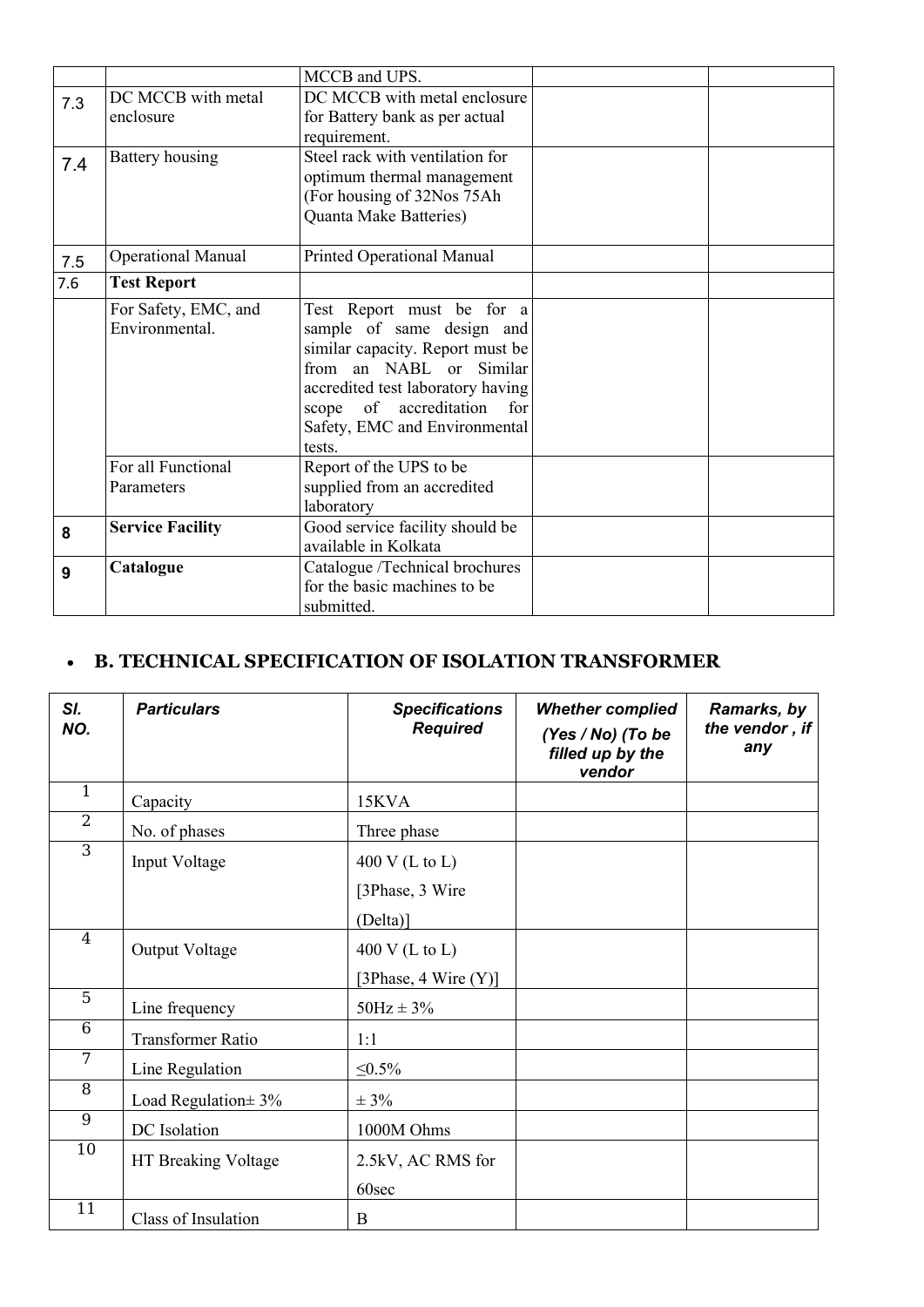|  |  | MCCB and UPS. |  |  |
|---|---|---|---|---|
| 7.3 | DC MCCB with metal enclosure | DC MCCB with metal enclosure for Battery bank as per actual requirement. |  |  |
| 7.4 | Battery housing | Steel rack with ventilation for optimum thermal management (For housing of 32Nos 75Ah Quanta Make Batteries) |  |  |
| 7.5 | Operational Manual | Printed Operational Manual |  |  |
| 7.6 | **Test Report** |  |  |  |
|  | For Safety, EMC, and Environmental. | Test Report must be for a sample of same design and similar capacity. Report must be from an NABL or Similar accredited test laboratory having scope of accreditation for Safety, EMC and Environmental tests. |  |  |
|  | For all Functional Parameters | Report of the UPS to be supplied from an accredited laboratory |  |  |
| **8** | **Service Facility** | Good service facility should be available in Kolkata |  |  |
| **9** | **Catalogue** | Catalogue /Technical brochures for the basic machines to be submitted. |  |  |

- **B. TECHNICAL SPECIFICATION OF ISOLATION TRANSFORMER**

| *Sl. NO.* | *Particulars* | *Specifications Required* | *Whether complied (Yes / No) (To be filled up by the vendor* | *Ramarks, by the vendor , if any* |
|---|---|---|---|---|
| 1 | Capacity | 15KVA |  |  |
| 2 | No. of phases | Three phase |  |  |
| 3 | Input Voltage | 400 V (L to L) [3Phase, 3 Wire (Delta)] |  |  |
| 4 | Output Voltage | 400 V (L to L) [3Phase, 4 Wire (Y)] |  |  |
| 5 | Line frequency | 50Hz ± 3% |  |  |
| 6 | Transformer Ratio | 1:1 |  |  |
| 7 | Line Regulation | ≤0.5% |  |  |
| 8 | Load Regulation± 3% | ± 3% |  |  |
| 9 | DC Isolation | 1000M Ohms |  |  |
| 10 | HT Breaking Voltage | 2.5kV, AC RMS for 60sec |  |  |
| 11 | Class of Insulation | B |  |  |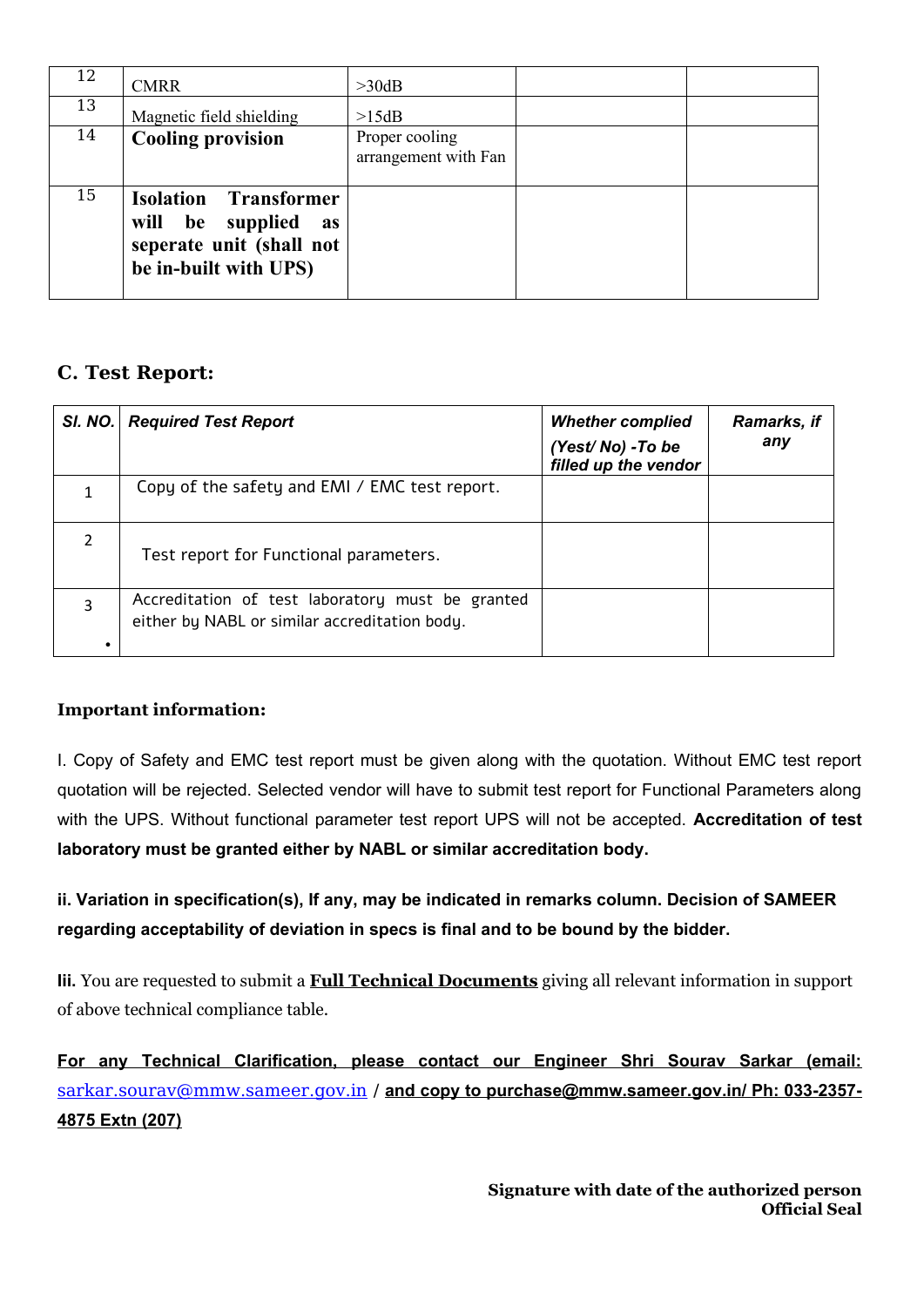| 12 | CMRR | >30dB | | |
|---|---|---|---|---|
| 13 | Magnetic field shielding | >15dB | | |
| 14 | **Cooling provision** | Proper cooling arrangement with Fan | | |
| 15 | **Isolation Transformer will be supplied as seperate unit (shall not be in-built with UPS)** | | | |

## C. Test Report:

| *Sl. NO.* | *Required Test Report* | *Whether complied (Yest/ No) -To be filled up the vendor* | *Ramarks, if any* |
|---|---|---|---|
| 1 | Copy of the safety and EMI / EMC test report. | | |
| 2 | Test report for Functional parameters. | | |
| 3 • | Accreditation of test laboratory must be granted either by NABL or similar accreditation body. | | |

**Important information:**

I. Copy of Safety and EMC test report must be given along with the quotation. Without EMC test report quotation will be rejected. Selected vendor will have to submit test report for Functional Parameters along with the UPS. Without functional parameter test report UPS will not be accepted. **Accreditation of test laboratory must be granted either by NABL or similar accreditation body.**

**ii. Variation in specification(s), If any, may be indicated in remarks column. Decision of SAMEER regarding acceptability of deviation in specs is final and to be bound by the bidder.**

**Iii.** You are requested to submit a **Full Technical Documents** giving all relevant information in support of above technical compliance table.

**For any Technical Clarification, please contact our Engineer Shri Sourav Sarkar (email:** sarkar.sourav@mmw.sameer.gov.in / **and copy to purchase@mmw.sameer.gov.in/ Ph: 033-2357-4875 Extn (207)**

**Signature with date of the authorized person**
**Official Seal**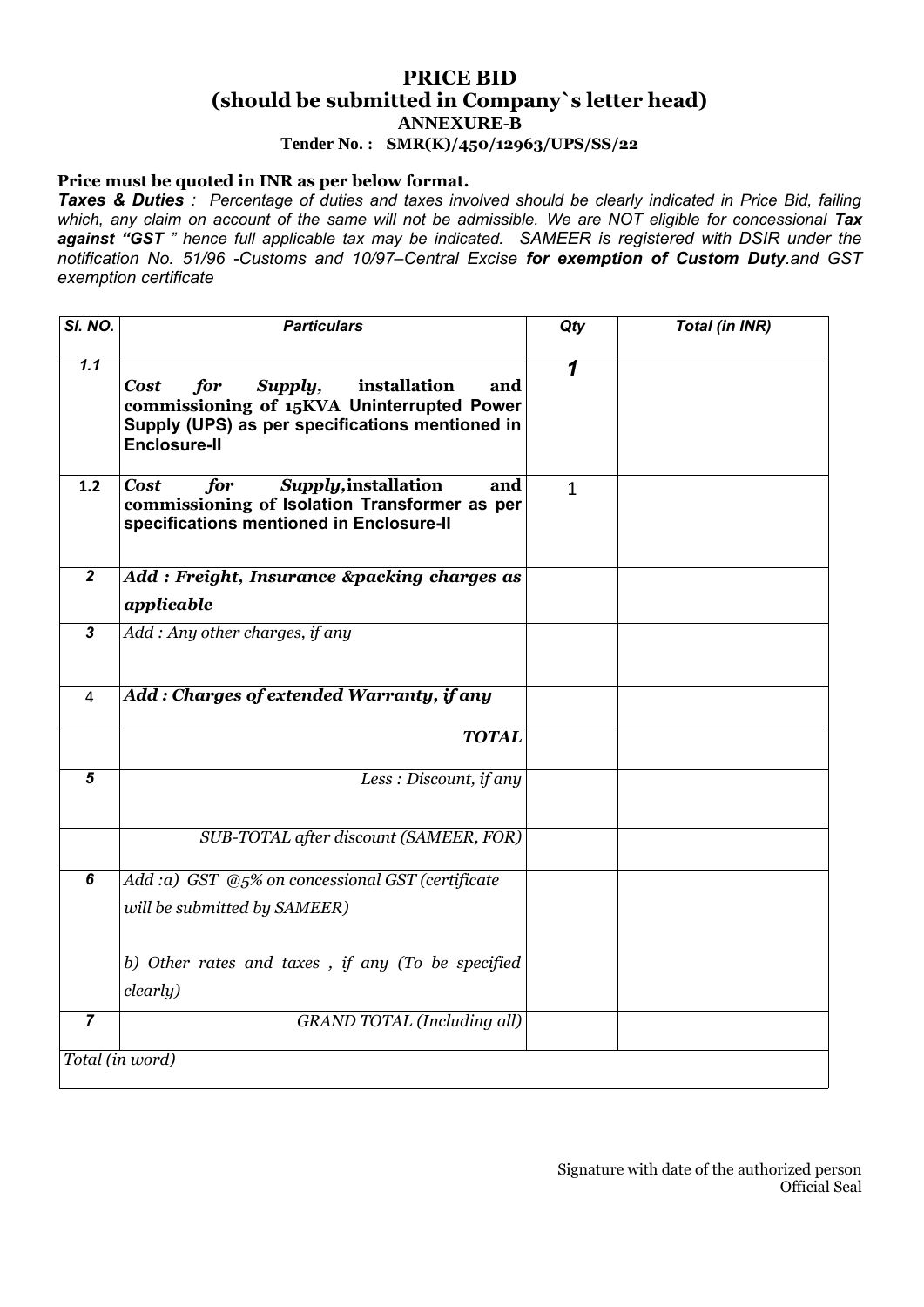# PRICE BID
## (should be submitted in Company`s letter head)
### ANNEXURE-B
**Tender No. : SMR(K)/450/12963/UPS/SS/22**

**Price must be quoted in INR as per below format.**

***Taxes & Duties*** *: Percentage of duties and taxes involved should be clearly indicated in Price Bid, failing which, any claim on account of the same will not be admissible. We are NOT eligible for concessional* ***Tax against "GST*** *" hence full applicable tax may be indicated. SAMEER is registered with DSIR under the notification No. 51/96 -Customs and 10/97–Central Excise* ***for exemption of Custom Duty****.and GST exemption certificate*

| *Sl. NO.* | *Particulars* | *Qty* | *Total (in INR)* |
|---|---|---|---|
| *1.1* | ***Cost for Supply,*** **installation and commissioning of 15KVA Uninterrupted Power Supply (UPS) as per specifications mentioned in Enclosure-II** | ***1*** | |
| 1.2 | ***Cost for Supply,*****installation and commissioning of Isolation Transformer as per specifications mentioned in Enclosure-II** | 1 | |
| *2* | ***Add : Freight, Insurance &packing charges as applicable*** | | |
| *3* | *Add : Any other charges, if any* | | |
| 4 | ***Add : Charges of extended Warranty, if any*** | | |
| | ***TOTAL*** | | |
| *5* | *Less : Discount, if any* | | |
| | *SUB-TOTAL after discount (SAMEER, FOR)* | | |
| *6* | *Add :a) GST @5% on concessional GST (certificate will be submitted by SAMEER)*<br><br>*b) Other rates and taxes , if any (To be specified clearly)* | | |
| *7* | *GRAND TOTAL (Including all)* | | |
| *Total (in word)* | | | |

Signature with date of the authorized person
Official Seal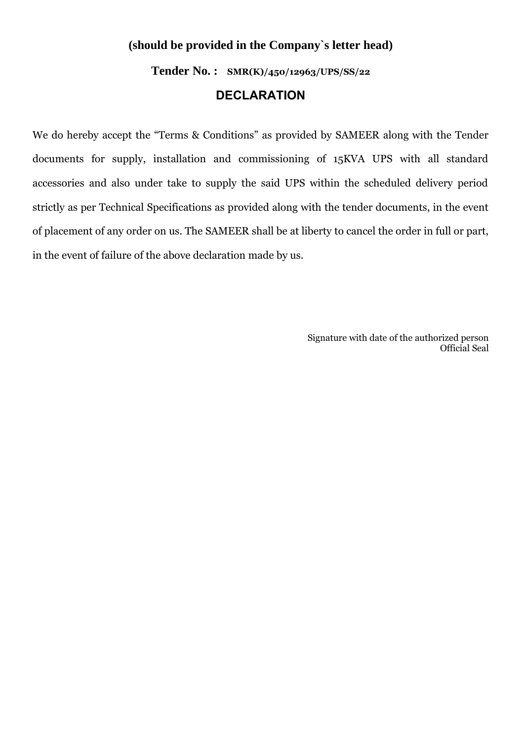**(should be provided in the Company`s letter head)**

**Tender No. : SMR(K)/450/12963/UPS/SS/22**

## DECLARATION

We do hereby accept the "Terms & Conditions" as provided by SAMEER along with the Tender documents for supply, installation and commissioning of 15KVA UPS with all standard accessories and also under take to supply the said UPS within the scheduled delivery period strictly as per Technical Specifications as provided along with the tender documents, in the event of placement of any order on us. The SAMEER shall be at liberty to cancel the order in full or part, in the event of failure of the above declaration made by us.

Signature with date of the authorized person
Official Seal